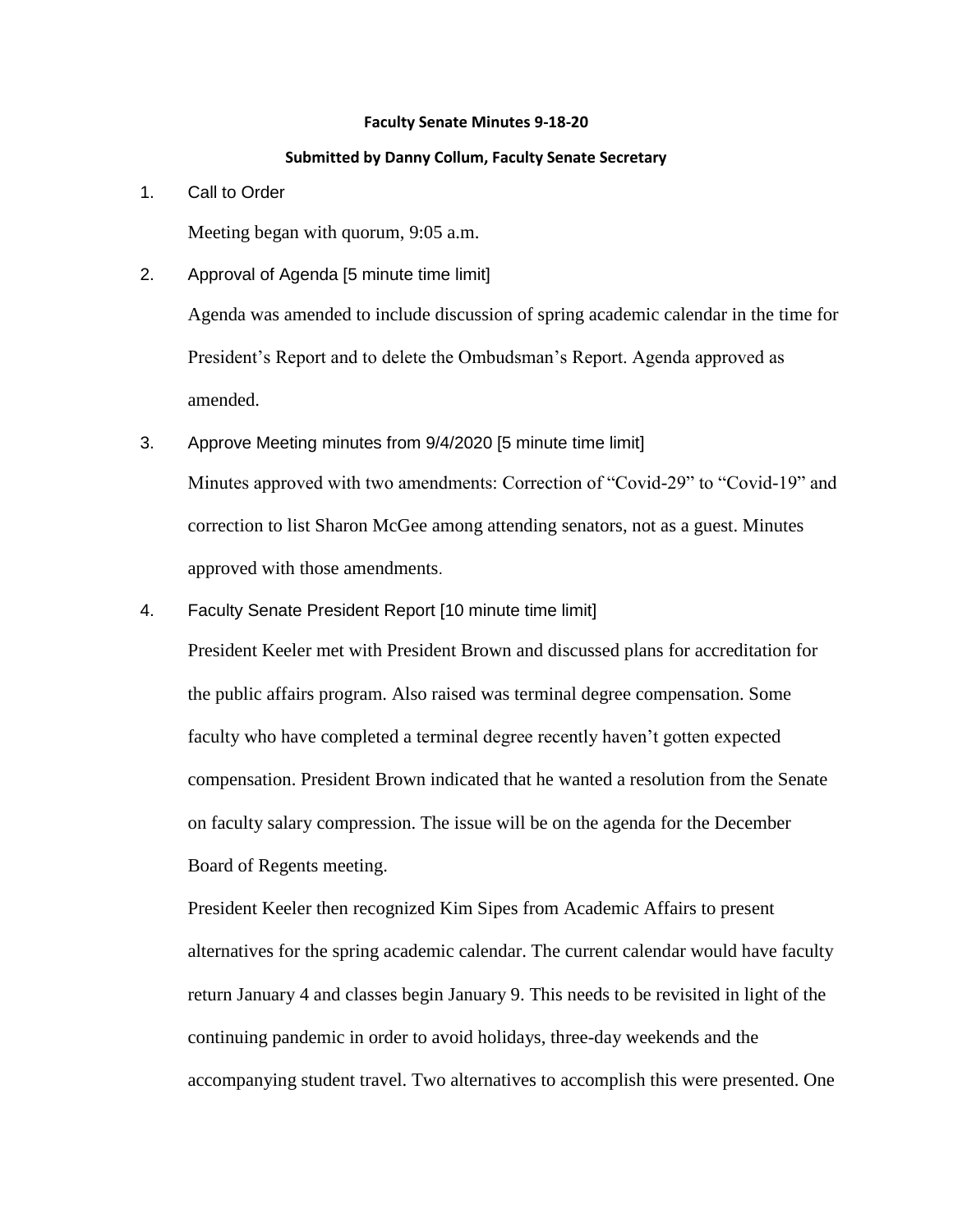**Faculty Senate Minutes 9-18-20**

**Submitted by Danny Collum, Faculty Senate Secretary**

1. Call to Order

   Meeting began with quorum, 9:05 a.m.

2. Approval of Agenda [5 minute time limit]

   Agenda was amended to include discussion of spring academic calendar in the time for President's Report and to delete the Ombudsman's Report. Agenda approved as amended.

3. Approve Meeting minutes from 9/4/2020 [5 minute time limit]

   Minutes approved with two amendments: Correction of "Covid-29" to "Covid-19" and correction to list Sharon McGee among attending senators, not as a guest. Minutes approved with those amendments.

4. Faculty Senate President Report [10 minute time limit]

   President Keeler met with President Brown and discussed plans for accreditation for the public affairs program. Also raised was terminal degree compensation. Some faculty who have completed a terminal degree recently haven't gotten expected compensation. President Brown indicated that he wanted a resolution from the Senate on faculty salary compression. The issue will be on the agenda for the December Board of Regents meeting.

   President Keeler then recognized Kim Sipes from Academic Affairs to present alternatives for the spring academic calendar. The current calendar would have faculty return January 4 and classes begin January 9. This needs to be revisited in light of the continuing pandemic in order to avoid holidays, three-day weekends and the accompanying student travel. Two alternatives to accomplish this were presented. One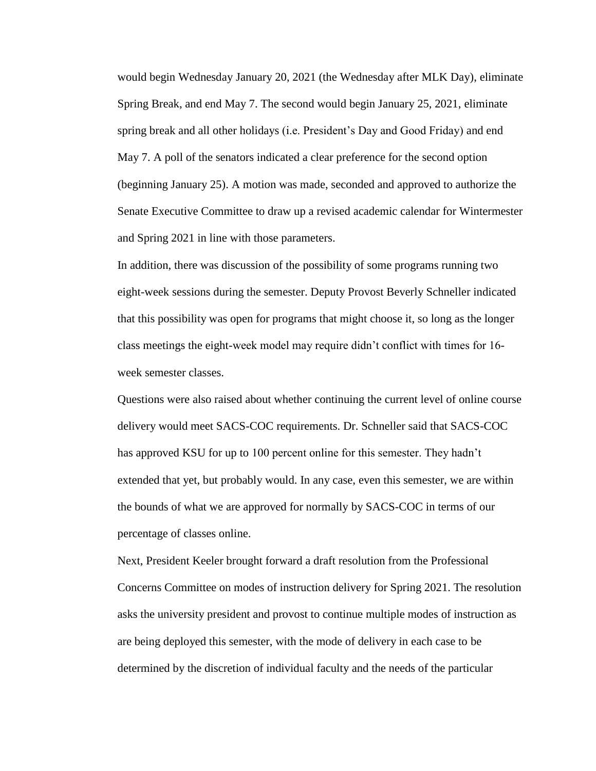would begin Wednesday January 20, 2021 (the Wednesday after MLK Day), eliminate Spring Break, and end May 7. The second would begin January 25, 2021, eliminate spring break and all other holidays (i.e. President's Day and Good Friday) and end May 7. A poll of the senators indicated a clear preference for the second option (beginning January 25). A motion was made, seconded and approved to authorize the Senate Executive Committee to draw up a revised academic calendar for Wintermester and Spring 2021 in line with those parameters.

In addition, there was discussion of the possibility of some programs running two eight-week sessions during the semester. Deputy Provost Beverly Schneller indicated that this possibility was open for programs that might choose it, so long as the longer class meetings the eight-week model may require didn't conflict with times for 16-week semester classes.

Questions were also raised about whether continuing the current level of online course delivery would meet SACS-COC requirements. Dr. Schneller said that SACS-COC has approved KSU for up to 100 percent online for this semester. They hadn't extended that yet, but probably would. In any case, even this semester, we are within the bounds of what we are approved for normally by SACS-COC in terms of our percentage of classes online.

Next, President Keeler brought forward a draft resolution from the Professional Concerns Committee on modes of instruction delivery for Spring 2021. The resolution asks the university president and provost to continue multiple modes of instruction as are being deployed this semester, with the mode of delivery in each case to be determined by the discretion of individual faculty and the needs of the particular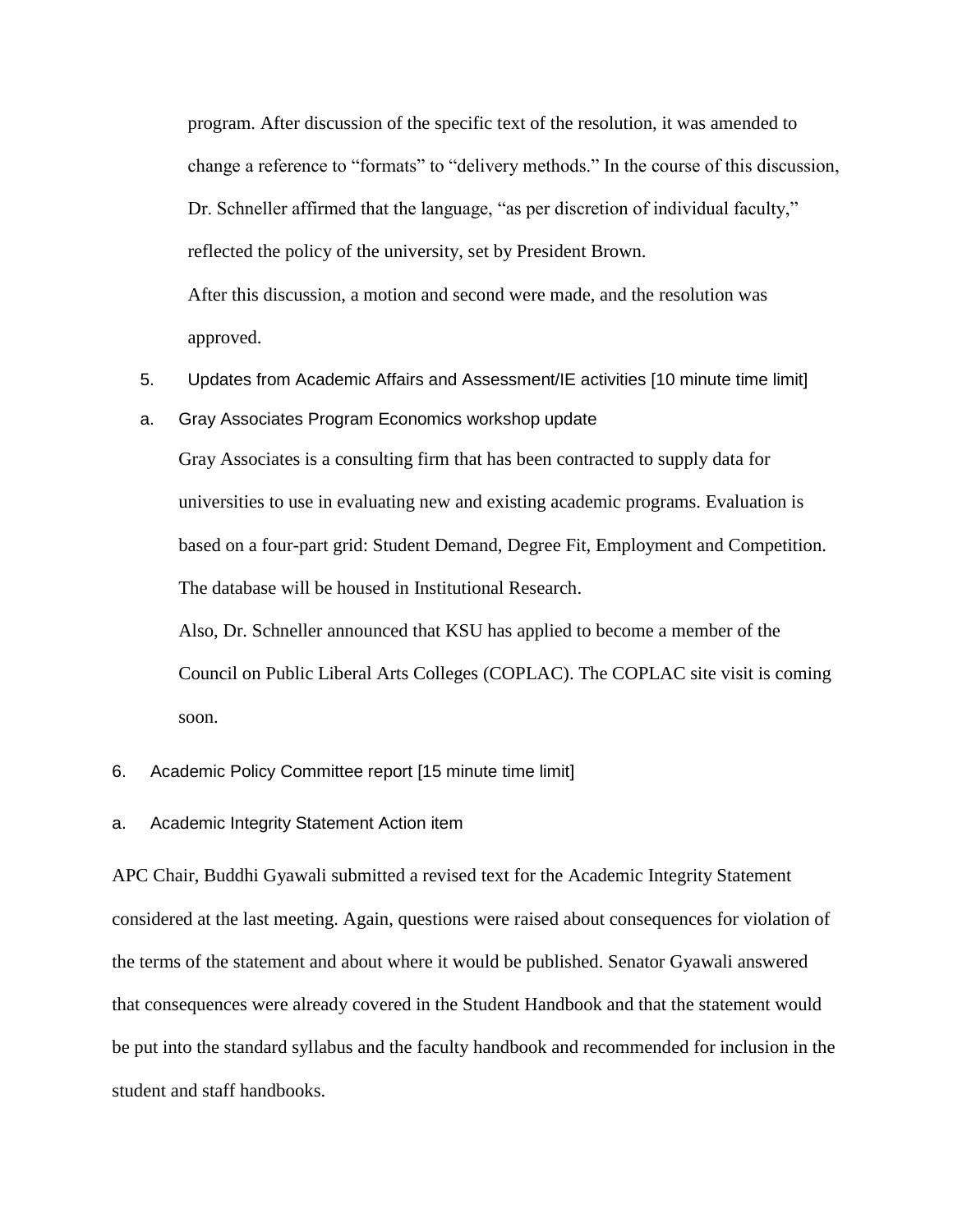program. After discussion of the specific text of the resolution, it was amended to change a reference to "formats" to "delivery methods." In the course of this discussion, Dr. Schneller affirmed that the language, "as per discretion of individual faculty," reflected the policy of the university, set by President Brown.

After this discussion, a motion and second were made, and the resolution was approved.

5. Updates from Academic Affairs and Assessment/IE activities [10 minute time limit]

a. Gray Associates Program Economics workshop update

Gray Associates is a consulting firm that has been contracted to supply data for universities to use in evaluating new and existing academic programs. Evaluation is based on a four-part grid: Student Demand, Degree Fit, Employment and Competition. The database will be housed in Institutional Research.

Also, Dr. Schneller announced that KSU has applied to become a member of the Council on Public Liberal Arts Colleges (COPLAC). The COPLAC site visit is coming soon.

6. Academic Policy Committee report [15 minute time limit]

a. Academic Integrity Statement Action item

APC Chair, Buddhi Gyawali submitted a revised text for the Academic Integrity Statement considered at the last meeting. Again, questions were raised about consequences for violation of the terms of the statement and about where it would be published. Senator Gyawali answered that consequences were already covered in the Student Handbook and that the statement would be put into the standard syllabus and the faculty handbook and recommended for inclusion in the student and staff handbooks.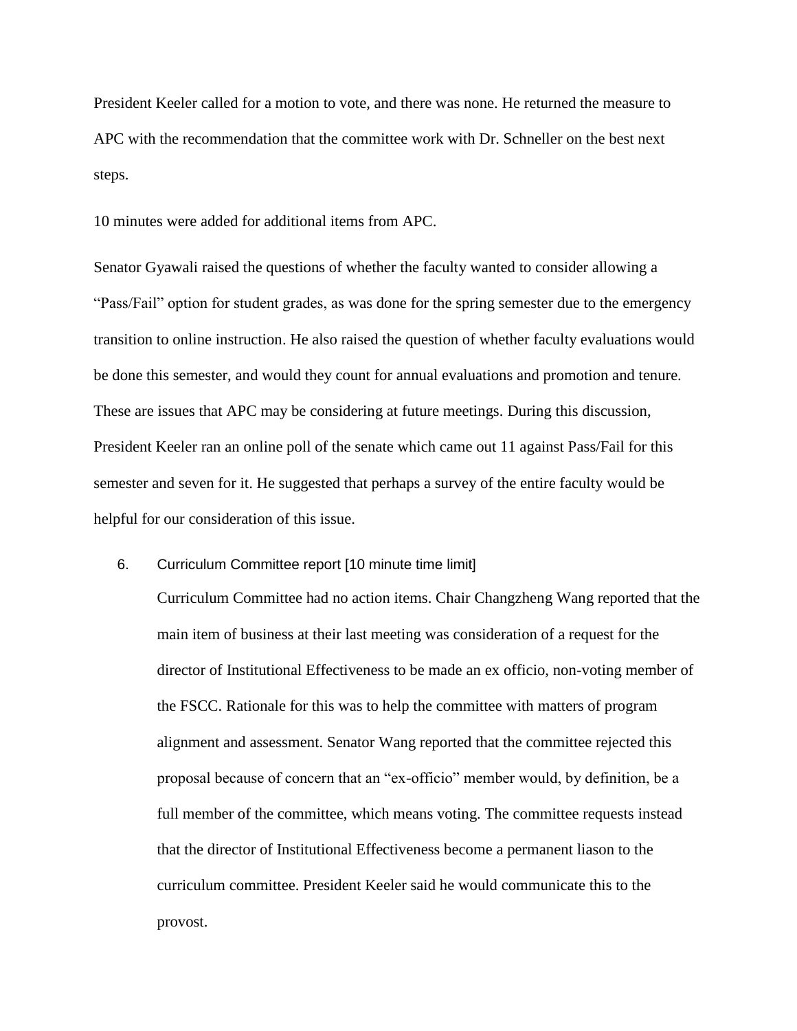President Keeler called for a motion to vote, and there was none. He returned the measure to APC with the recommendation that the committee work with Dr. Schneller on the best next steps.

10 minutes were added for additional items from APC.

Senator Gyawali raised the questions of whether the faculty wanted to consider allowing a "Pass/Fail" option for student grades, as was done for the spring semester due to the emergency transition to online instruction. He also raised the question of whether faculty evaluations would be done this semester, and would they count for annual evaluations and promotion and tenure. These are issues that APC may be considering at future meetings. During this discussion, President Keeler ran an online poll of the senate which came out 11 against Pass/Fail for this semester and seven for it. He suggested that perhaps a survey of the entire faculty would be helpful for our consideration of this issue.

6. Curriculum Committee report [10 minute time limit]

   Curriculum Committee had no action items. Chair Changzheng Wang reported that the main item of business at their last meeting was consideration of a request for the director of Institutional Effectiveness to be made an ex officio, non-voting member of the FSCC. Rationale for this was to help the committee with matters of program alignment and assessment. Senator Wang reported that the committee rejected this proposal because of concern that an "ex-officio" member would, by definition, be a full member of the committee, which means voting. The committee requests instead that the director of Institutional Effectiveness become a permanent liason to the curriculum committee. President Keeler said he would communicate this to the provost.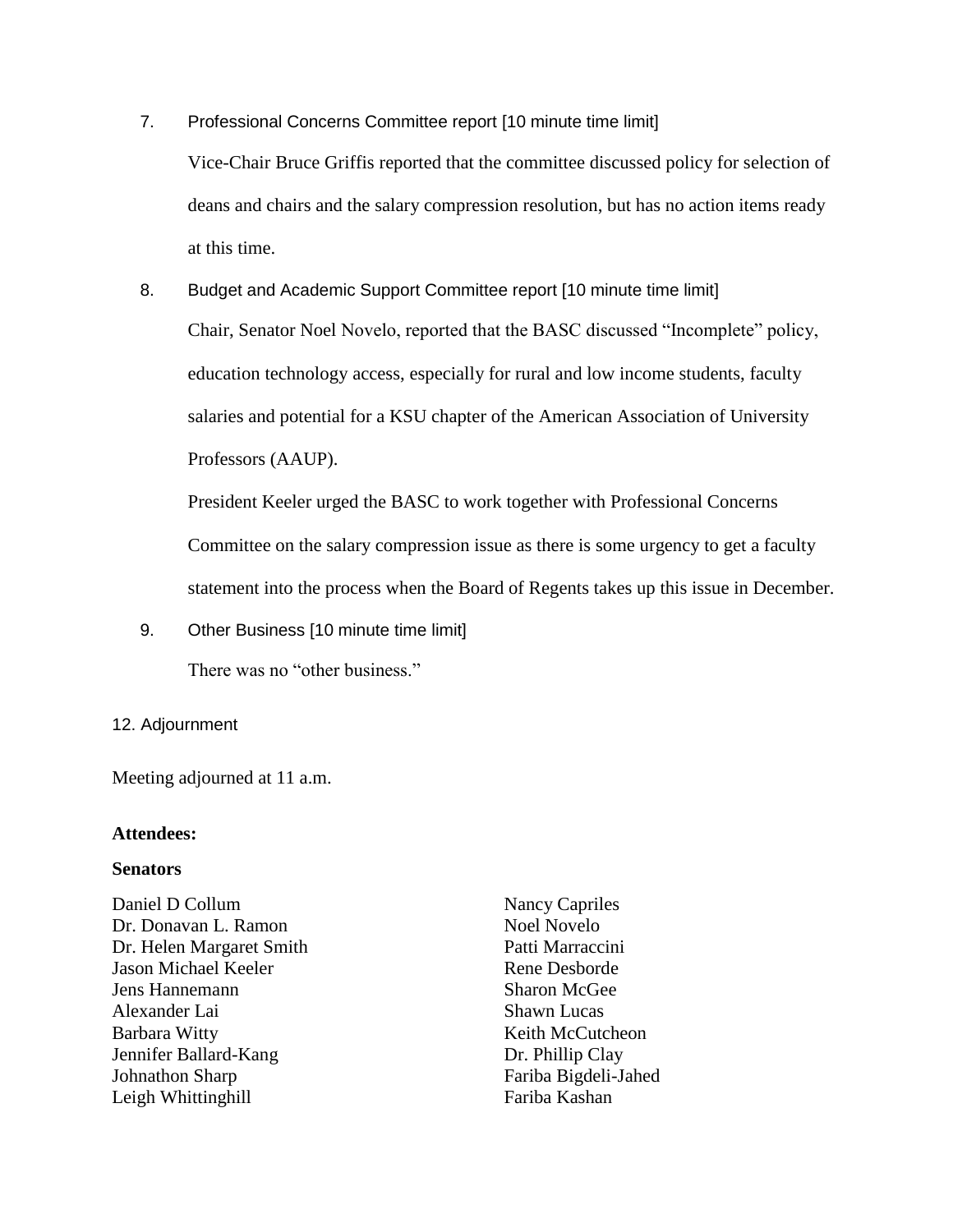7. Professional Concerns Committee report [10 minute time limit]

   Vice-Chair Bruce Griffis reported that the committee discussed policy for selection of deans and chairs and the salary compression resolution, but has no action items ready at this time.

8. Budget and Academic Support Committee report [10 minute time limit]

   Chair, Senator Noel Novelo, reported that the BASC discussed "Incomplete" policy, education technology access, especially for rural and low income students, faculty salaries and potential for a KSU chapter of the American Association of University Professors (AAUP).

   President Keeler urged the BASC to work together with Professional Concerns Committee on the salary compression issue as there is some urgency to get a faculty statement into the process when the Board of Regents takes up this issue in December.

9. Other Business [10 minute time limit]

   There was no "other business."

12. Adjournment

Meeting adjourned at 11 a.m.

**Attendees:**

**Senators**

Daniel D Collum
Dr. Donavan L. Ramon
Dr. Helen Margaret Smith
Jason Michael Keeler
Jens Hannemann
Alexander Lai
Barbara Witty
Jennifer Ballard-Kang
Johnathon Sharp
Leigh Whittinghill
Nancy Capriles
Noel Novelo
Patti Marraccini
Rene Desborde
Sharon McGee
Shawn Lucas
Keith McCutcheon
Dr. Phillip Clay
Fariba Bigdeli-Jahed
Fariba Kashan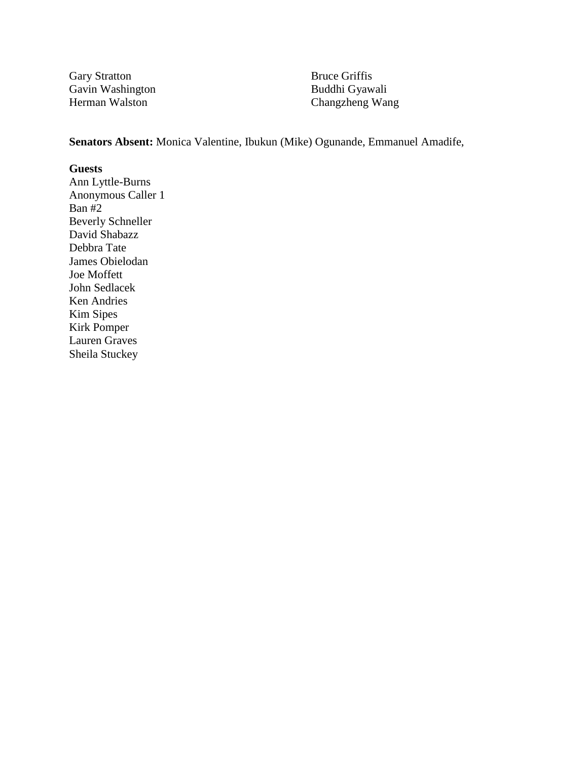Gary Stratton
Gavin Washington
Herman Walston
Bruce Griffis
Buddhi Gyawali
Changzheng Wang

**Senators Absent:** Monica Valentine, Ibukun (Mike) Ogunande, Emmanuel Amadife,

**Guests**
Ann Lyttle-Burns
Anonymous Caller 1
Ban #2
Beverly Schneller
David Shabazz
Debbra Tate
James Obielodan
Joe Moffett
John Sedlacek
Ken Andries
Kim Sipes
Kirk Pomper
Lauren Graves
Sheila Stuckey